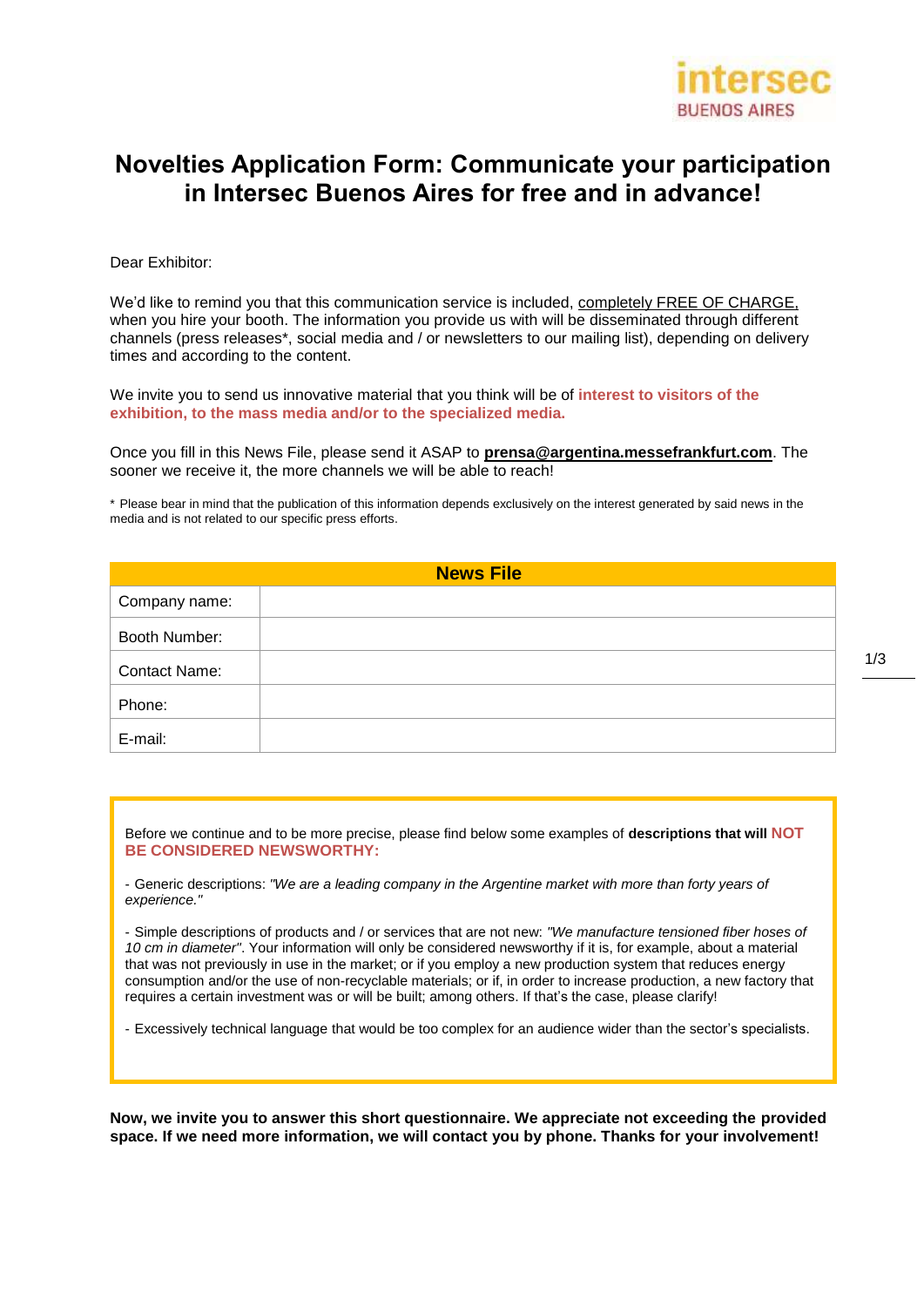# Novelties Application Form: Communicate your participation in Intersec Buenos Aires for free and in advance!

Dear Exhibitor:

We'd like to remind you that this communication service is included, completely FREE OF CHARGE, when you hire your booth. The information you provide us with will be disseminated through different channels (press releases*, social media and / or newsletters to our mailing list), depending on delivery times and according to the content.

We invite you to send us innovative material that you think will be of **interest to visitors of the exhibition, to the mass media and/or to the specialized media.**

Once you fill in this News File, please send it ASAP to **prensa@argentina.messefrankfurt.com**. The sooner we receive it, the more channels we will be able to reach!

* Please bear in mind that the publication of this information depends exclusively on the interest generated by said news in the media and is not related to our specific press efforts.

| News File | |
|---|---|
| Company name: | |
| Booth Number: | |
| Contact Name: | |
| Phone: | |
| E-mail: | |

Before we continue and to be more precise, please find below some examples of **descriptions that will NOT BE CONSIDERED NEWSWORTHY:**

- Generic descriptions: *"We are a leading company in the Argentine market with more than forty years of experience."*

- Simple descriptions of products and / or services that are not new: *"We manufacture tensioned fiber hoses of 10 cm in diameter"*. Your information will only be considered newsworthy if it is, for example, about a material that was not previously in use in the market; or if you employ a new production system that reduces energy consumption and/or the use of non-recyclable materials; or if, in order to increase production, a new factory that requires a certain investment was or will be built; among others. If that's the case, please clarify!

- Excessively technical language that would be too complex for an audience wider than the sector's specialists.

**Now, we invite you to answer this short questionnaire. We appreciate not exceeding the provided space. If we need more information, we will contact you by phone. Thanks for your involvement!**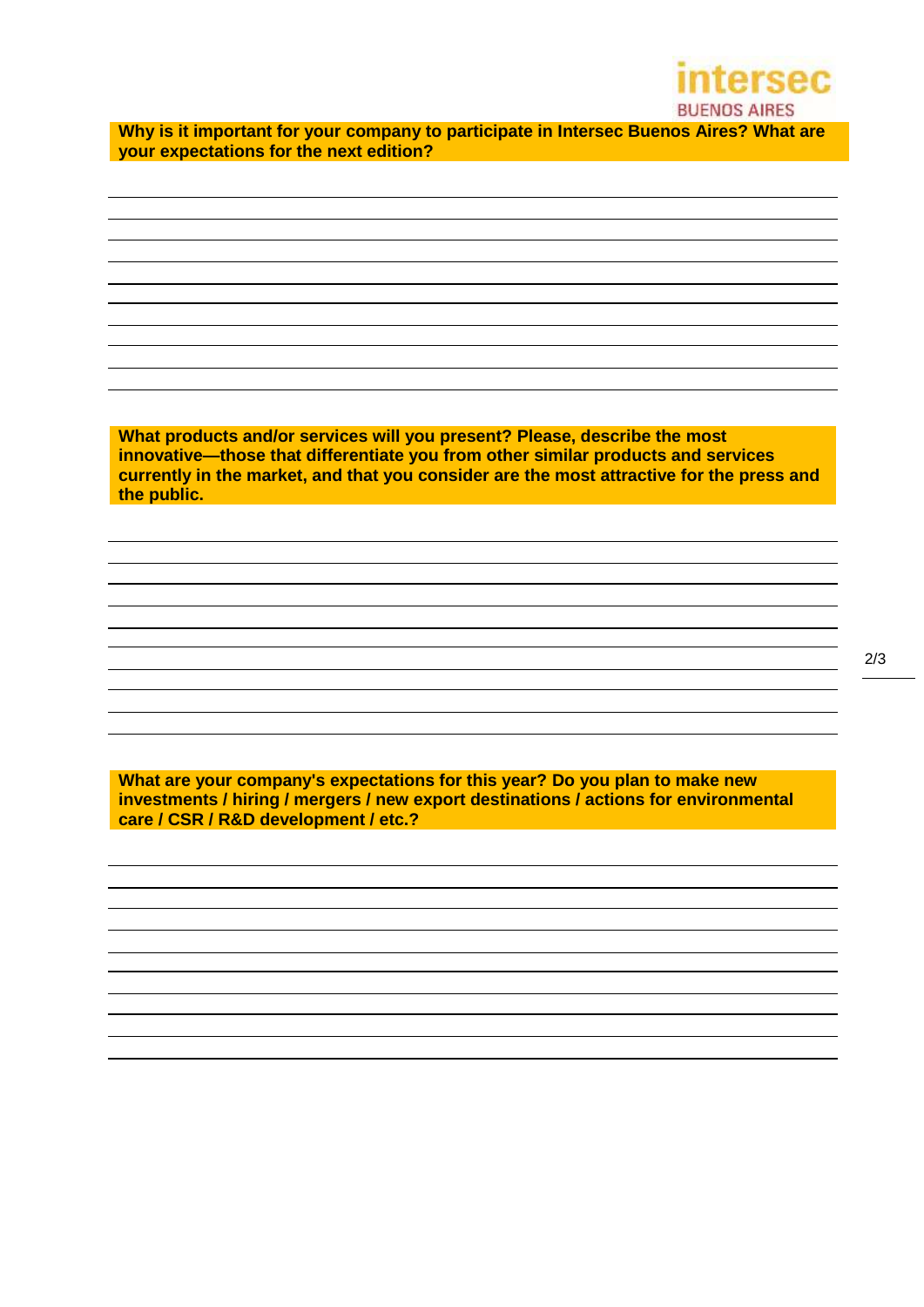**Why is it important for your company to participate in Intersec Buenos Aires? What are your expectations for the next edition?**

**What products and/or services will you present? Please, describe the most innovative—those that differentiate you from other similar products and services currently in the market, and that you consider are the most attractive for the press and the public.**

**What are your company's expectations for this year? Do you plan to make new investments / hiring / mergers / new export destinations / actions for environmental care / CSR / R&D development / etc.?**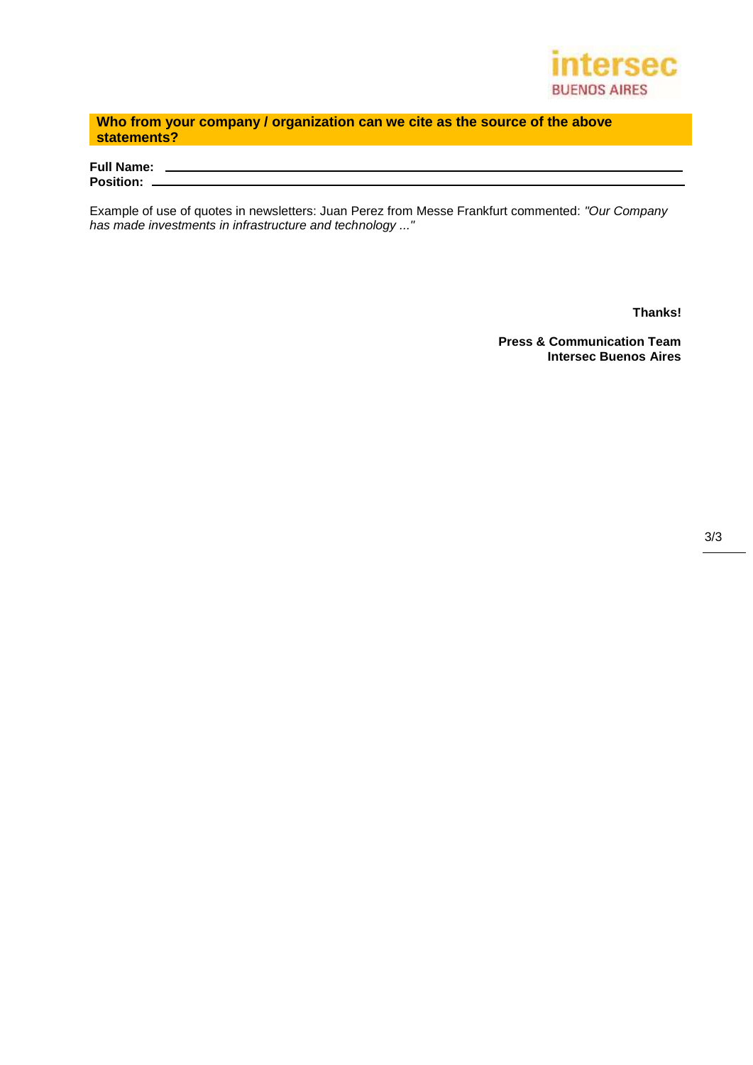## Who from your company / organization can we cite as the source of the above statements?

**Full Name:** ______________________________________________

**Position:** ______________________________________________

Example of use of quotes in newsletters: Juan Perez from Messe Frankfurt commented: *"Our Company has made investments in infrastructure and technology ..."*

**Thanks!**

**Press & Communication Team**
**Intersec Buenos Aires**